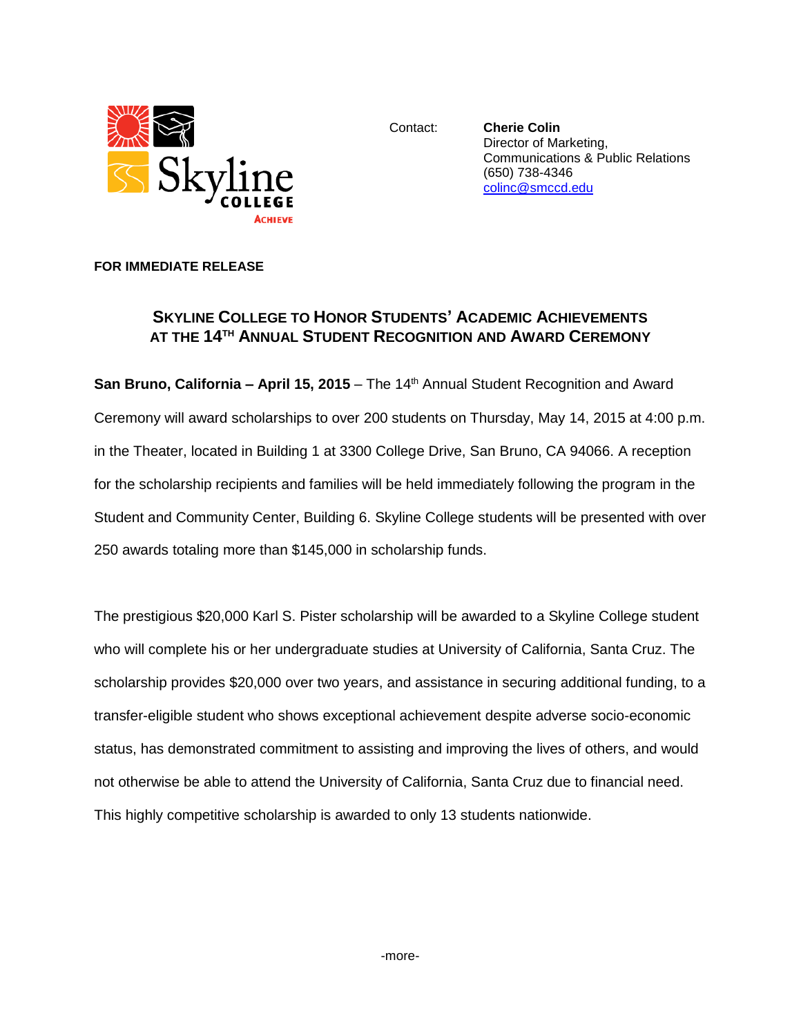Skyline COLLEGE ACHIEVE

Contact: **Cherie Colin**
Director of Marketing,
Communications & Public Relations
(650) 738-4346
colinc@smccd.edu

**FOR IMMEDIATE RELEASE**

## SKYLINE COLLEGE TO HONOR STUDENTS' ACADEMIC ACHIEVEMENTS AT THE 14TH ANNUAL STUDENT RECOGNITION AND AWARD CEREMONY

**San Bruno, California – April 15, 2015** – The 14th Annual Student Recognition and Award Ceremony will award scholarships to over 200 students on Thursday, May 14, 2015 at 4:00 p.m. in the Theater, located in Building 1 at 3300 College Drive, San Bruno, CA 94066. A reception for the scholarship recipients and families will be held immediately following the program in the Student and Community Center, Building 6. Skyline College students will be presented with over 250 awards totaling more than $145,000 in scholarship funds.

The prestigious $20,000 Karl S. Pister scholarship will be awarded to a Skyline College student who will complete his or her undergraduate studies at University of California, Santa Cruz. The scholarship provides $20,000 over two years, and assistance in securing additional funding, to a transfer-eligible student who shows exceptional achievement despite adverse socio-economic status, has demonstrated commitment to assisting and improving the lives of others, and would not otherwise be able to attend the University of California, Santa Cruz due to financial need. This highly competitive scholarship is awarded to only 13 students nationwide.

-more-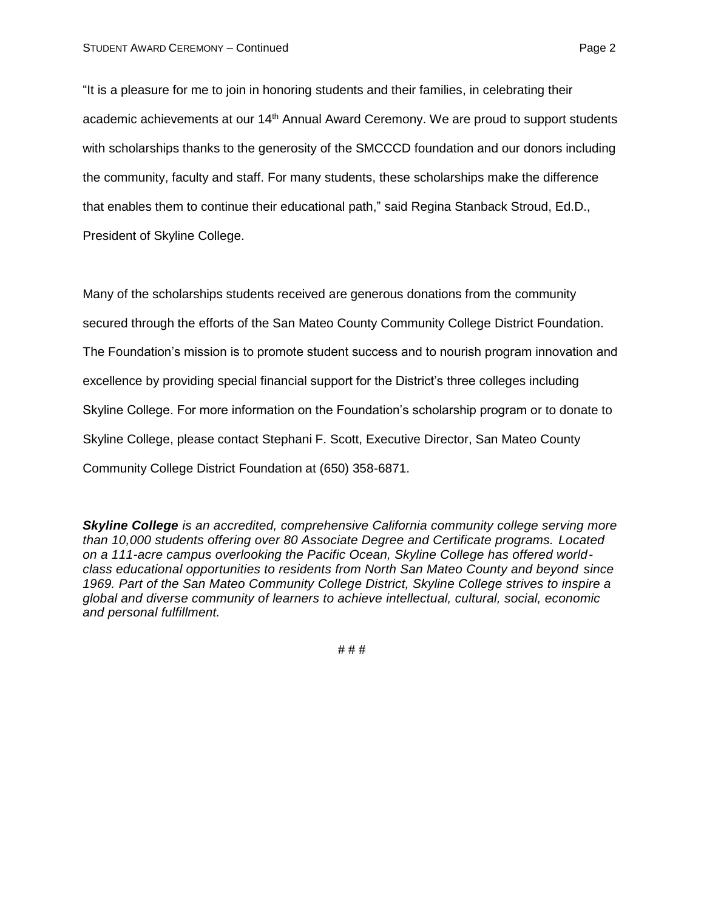"It is a pleasure for me to join in honoring students and their families, in celebrating their academic achievements at our 14th Annual Award Ceremony. We are proud to support students with scholarships thanks to the generosity of the SMCCCD foundation and our donors including the community, faculty and staff. For many students, these scholarships make the difference that enables them to continue their educational path," said Regina Stanback Stroud, Ed.D., President of Skyline College.

Many of the scholarships students received are generous donations from the community secured through the efforts of the San Mateo County Community College District Foundation. The Foundation's mission is to promote student success and to nourish program innovation and excellence by providing special financial support for the District's three colleges including Skyline College. For more information on the Foundation's scholarship program or to donate to Skyline College, please contact Stephani F. Scott, Executive Director, San Mateo County Community College District Foundation at (650) 358-6871.

***Skyline College** is an accredited, comprehensive California community college serving more than 10,000 students offering over 80 Associate Degree and Certificate programs. Located on a 111-acre campus overlooking the Pacific Ocean, Skyline College has offered world-class educational opportunities to residents from North San Mateo County and beyond since 1969. Part of the San Mateo Community College District, Skyline College strives to inspire a global and diverse community of learners to achieve intellectual, cultural, social, economic and personal fulfillment.*

# # #